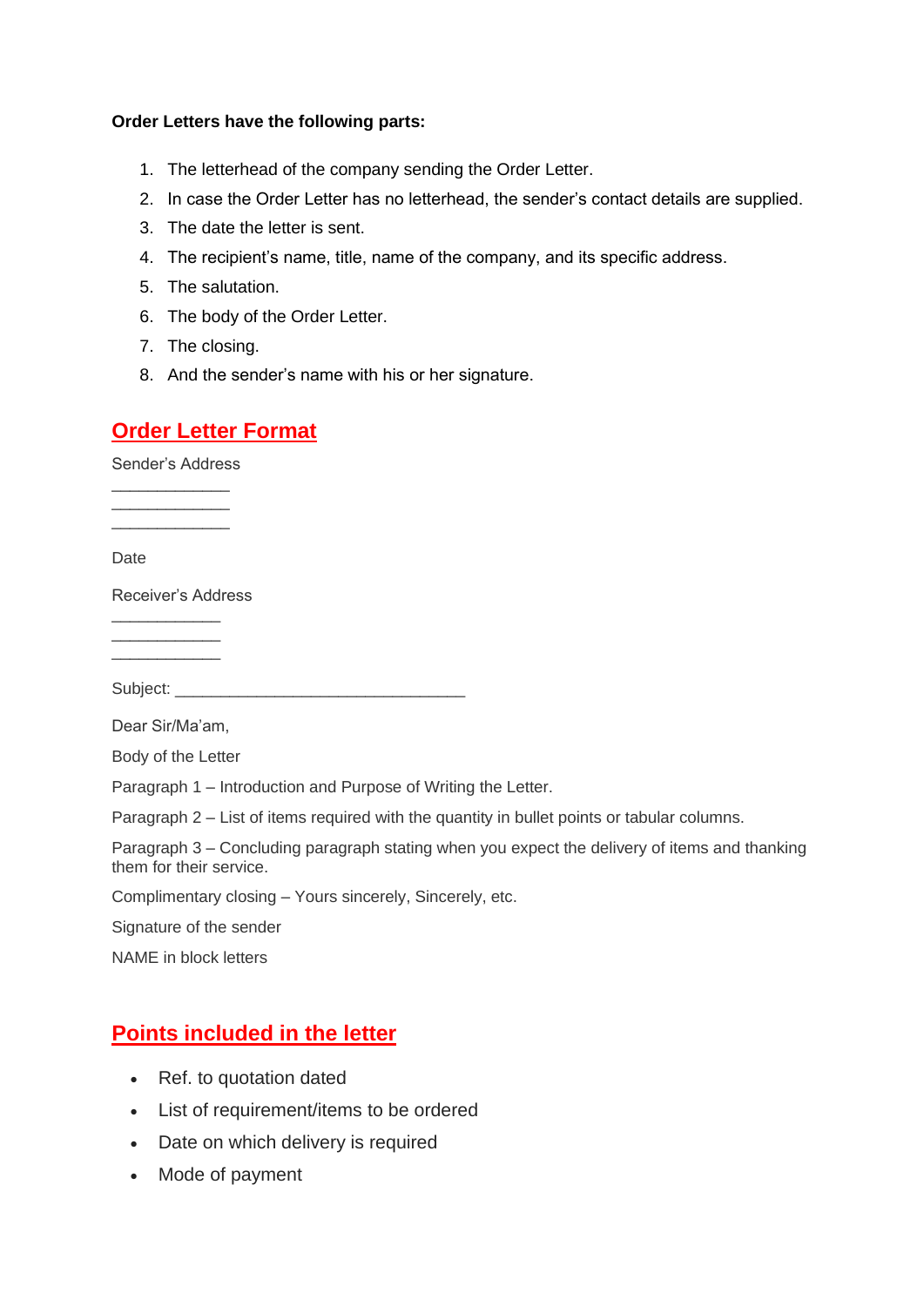**Order Letters have the following parts:**

1. The letterhead of the company sending the Order Letter.
2. In case the Order Letter has no letterhead, the sender's contact details are supplied.
3. The date the letter is sent.
4. The recipient's name, title, name of the company, and its specific address.
5. The salutation.
6. The body of the Order Letter.
7. The closing.
8. And the sender's name with his or her signature.

## Order Letter Format

Sender's Address

_____________
_____________
_____________

Date

Receiver's Address

____________
____________
____________

Subject: ________________________________

Dear Sir/Ma'am,

Body of the Letter

Paragraph 1 – Introduction and Purpose of Writing the Letter.

Paragraph 2 – List of items required with the quantity in bullet points or tabular columns.

Paragraph 3 – Concluding paragraph stating when you expect the delivery of items and thanking them for their service.

Complimentary closing – Yours sincerely, Sincerely, etc.

Signature of the sender

NAME in block letters

## Points included in the letter

- Ref. to quotation dated
- List of requirement/items to be ordered
- Date on which delivery is required
- Mode of payment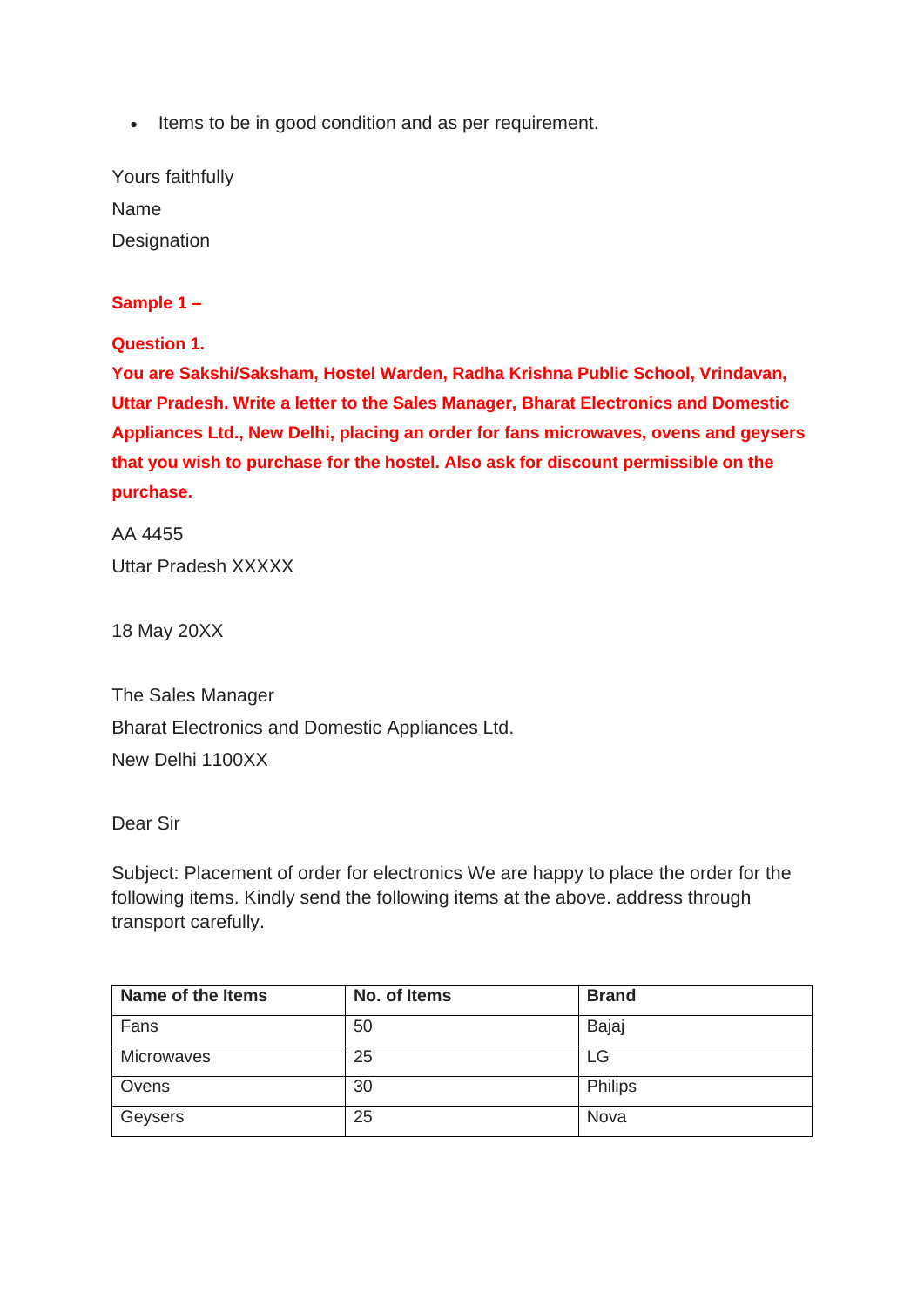- Items to be in good condition and as per requirement.

Yours faithfully
Name
Designation

**Sample 1 –**

**Question 1.**
**You are Sakshi/Saksham, Hostel Warden, Radha Krishna Public School, Vrindavan, Uttar Pradesh. Write a letter to the Sales Manager, Bharat Electronics and Domestic Appliances Ltd., New Delhi, placing an order for fans microwaves, ovens and geysers that you wish to purchase for the hostel. Also ask for discount permissible on the purchase.**

AA 4455
Uttar Pradesh XXXXX

18 May 20XX

The Sales Manager
Bharat Electronics and Domestic Appliances Ltd.
New Delhi 1100XX

Dear Sir

Subject: Placement of order for electronics We are happy to place the order for the following items. Kindly send the following items at the above. address through transport carefully.

| Name of the Items | No. of Items | Brand |
|---|---|---|
| Fans | 50 | Bajaj |
| Microwaves | 25 | LG |
| Ovens | 30 | Philips |
| Geysers | 25 | Nova |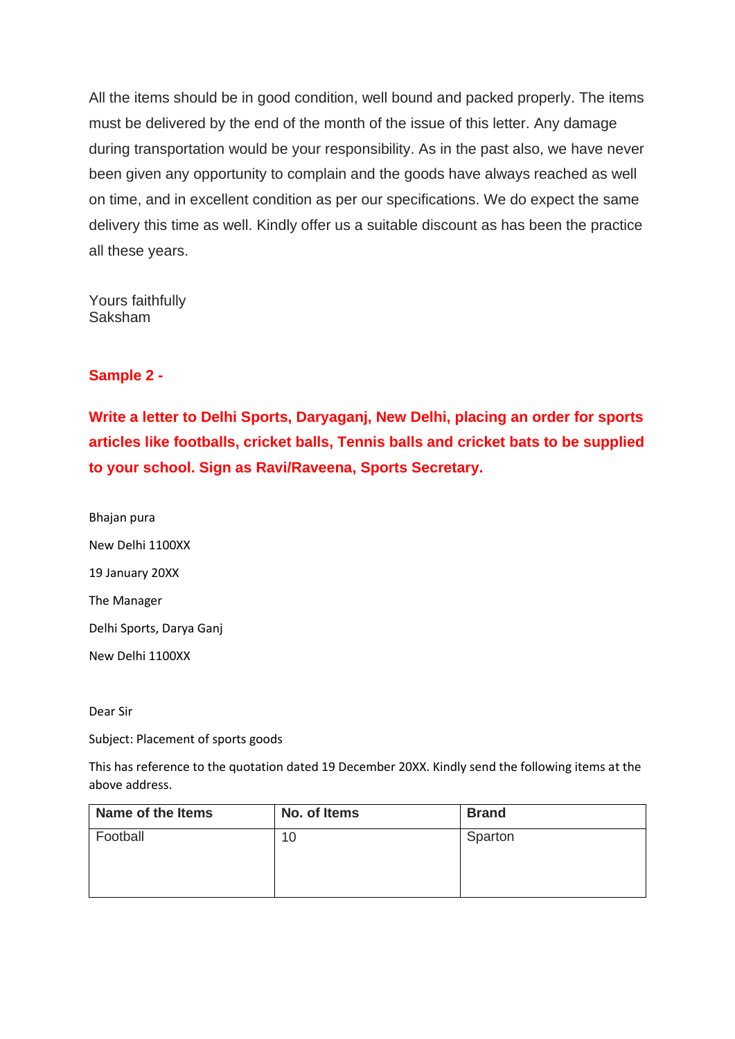All the items should be in good condition, well bound and packed properly. The items must be delivered by the end of the month of the issue of this letter. Any damage during transportation would be your responsibility. As in the past also, we have never been given any opportunity to complain and the goods have always reached as well on time, and in excellent condition as per our specifications. We do expect the same delivery this time as well. Kindly offer us a suitable discount as has been the practice all these years.

Yours faithfully
Saksham

**Sample 2 -**

**Write a letter to Delhi Sports, Daryaganj, New Delhi, placing an order for sports articles like footballs, cricket balls, Tennis balls and cricket bats to be supplied to your school. Sign as Ravi/Raveena, Sports Secretary.**

Bhajan pura

New Delhi 1100XX

19 January 20XX

The Manager

Delhi Sports, Darya Ganj

New Delhi 1100XX

Dear Sir

Subject: Placement of sports goods

This has reference to the quotation dated 19 December 20XX. Kindly send the following items at the above address.

| Name of the Items | No. of Items | Brand |
|---|---|---|
| Football | 10 | Sparton |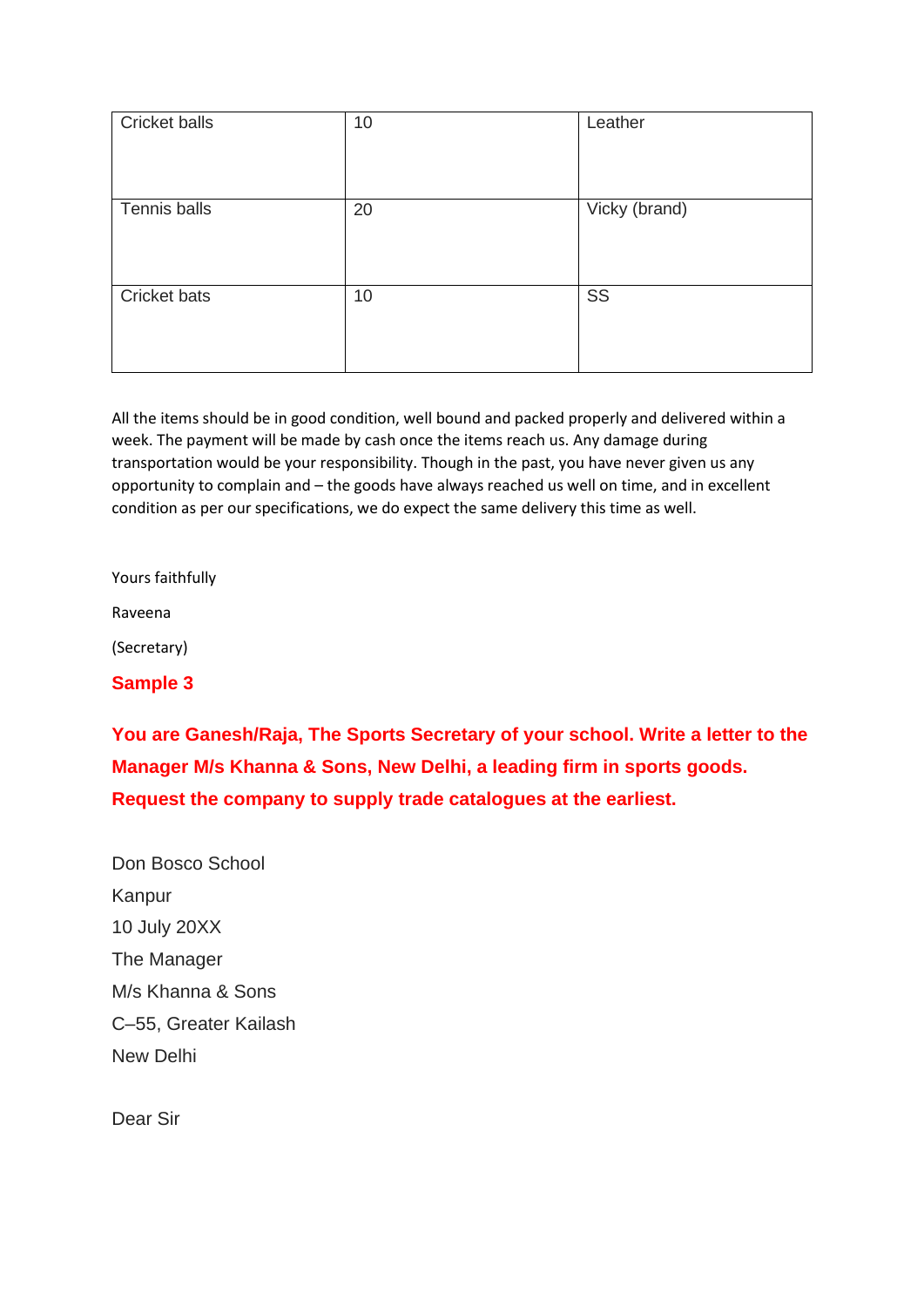| Cricket balls | 10 | Leather |
| --- | --- | --- |
| Tennis balls | 20 | Vicky (brand) |
| Cricket bats | 10 | SS |

All the items should be in good condition, well bound and packed properly and delivered within a week. The payment will be made by cash once the items reach us. Any damage during transportation would be your responsibility. Though in the past, you have never given us any opportunity to complain and – the goods have always reached us well on time, and in excellent condition as per our specifications, we do expect the same delivery this time as well.

Yours faithfully

Raveena

(Secretary)

**Sample 3**

**You are Ganesh/Raja, The Sports Secretary of your school. Write a letter to the Manager M/s Khanna & Sons, New Delhi, a leading firm in sports goods. Request the company to supply trade catalogues at the earliest.**

Don Bosco School

Kanpur

10 July 20XX

The Manager

M/s Khanna & Sons

C–55, Greater Kailash

New Delhi

Dear Sir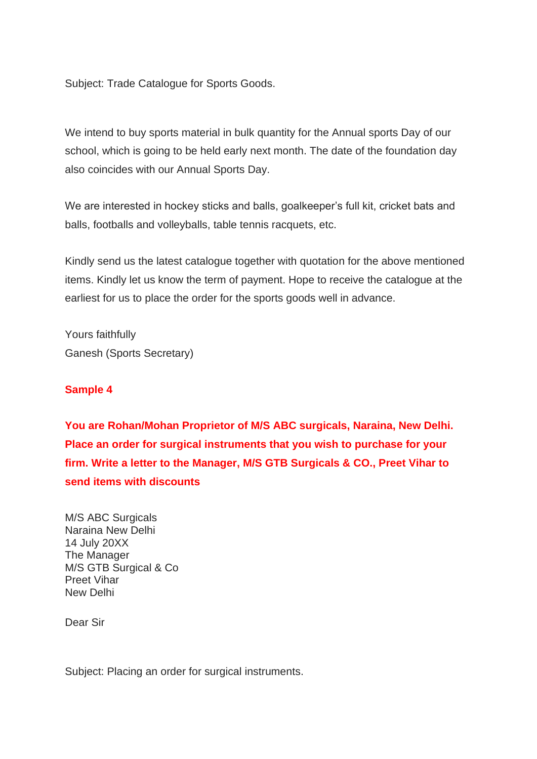Subject: Trade Catalogue for Sports Goods.

We intend to buy sports material in bulk quantity for the Annual sports Day of our school, which is going to be held early next month. The date of the foundation day also coincides with our Annual Sports Day.

We are interested in hockey sticks and balls, goalkeeper's full kit, cricket bats and balls, footballs and volleyballs, table tennis racquets, etc.

Kindly send us the latest catalogue together with quotation for the above mentioned items. Kindly let us know the term of payment. Hope to receive the catalogue at the earliest for us to place the order for the sports goods well in advance.

Yours faithfully  
Ganesh (Sports Secretary)

**Sample 4**

**You are Rohan/Mohan Proprietor of M/S ABC surgicals, Naraina, New Delhi. Place an order for surgical instruments that you wish to purchase for your firm. Write a letter to the Manager, M/S GTB Surgicals & CO., Preet Vihar to send items with discounts**

M/S ABC Surgicals  
Naraina New Delhi  
14 July 20XX  
The Manager  
M/S GTB Surgical & Co  
Preet Vihar  
New Delhi

Dear Sir

Subject: Placing an order for surgical instruments.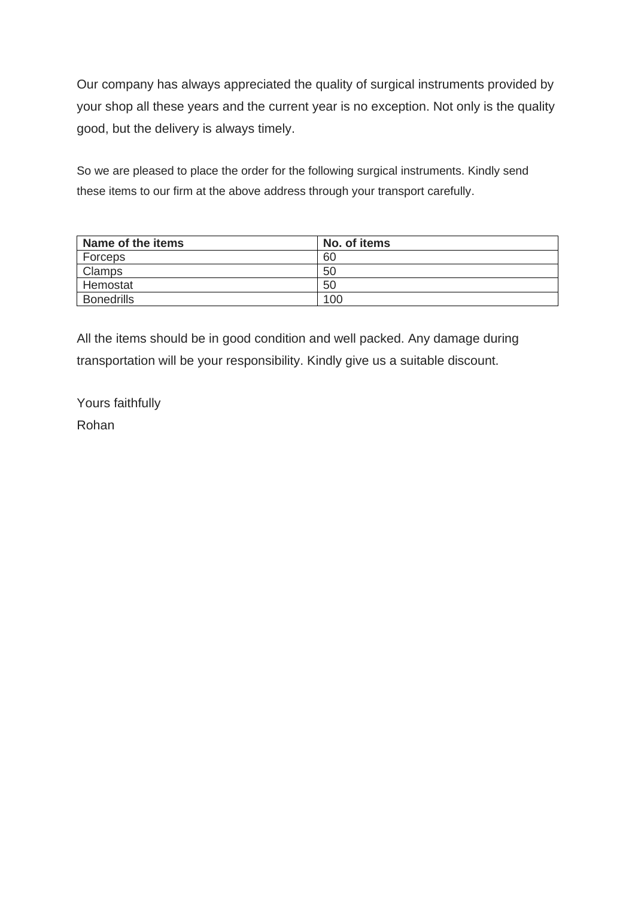Our company has always appreciated the quality of surgical instruments provided by your shop all these years and the current year is no exception. Not only is the quality good, but the delivery is always timely.

So we are pleased to place the order for the following surgical instruments. Kindly send these items to our firm at the above address through your transport carefully.

| **Name of the items** | **No. of items** |
| --- | --- |
| Forceps | 60 |
| Clamps | 50 |
| Hemostat | 50 |
| Bonedrills | 100 |

All the items should be in good condition and well packed. Any damage during transportation will be your responsibility. Kindly give us a suitable discount.

Yours faithfully
Rohan